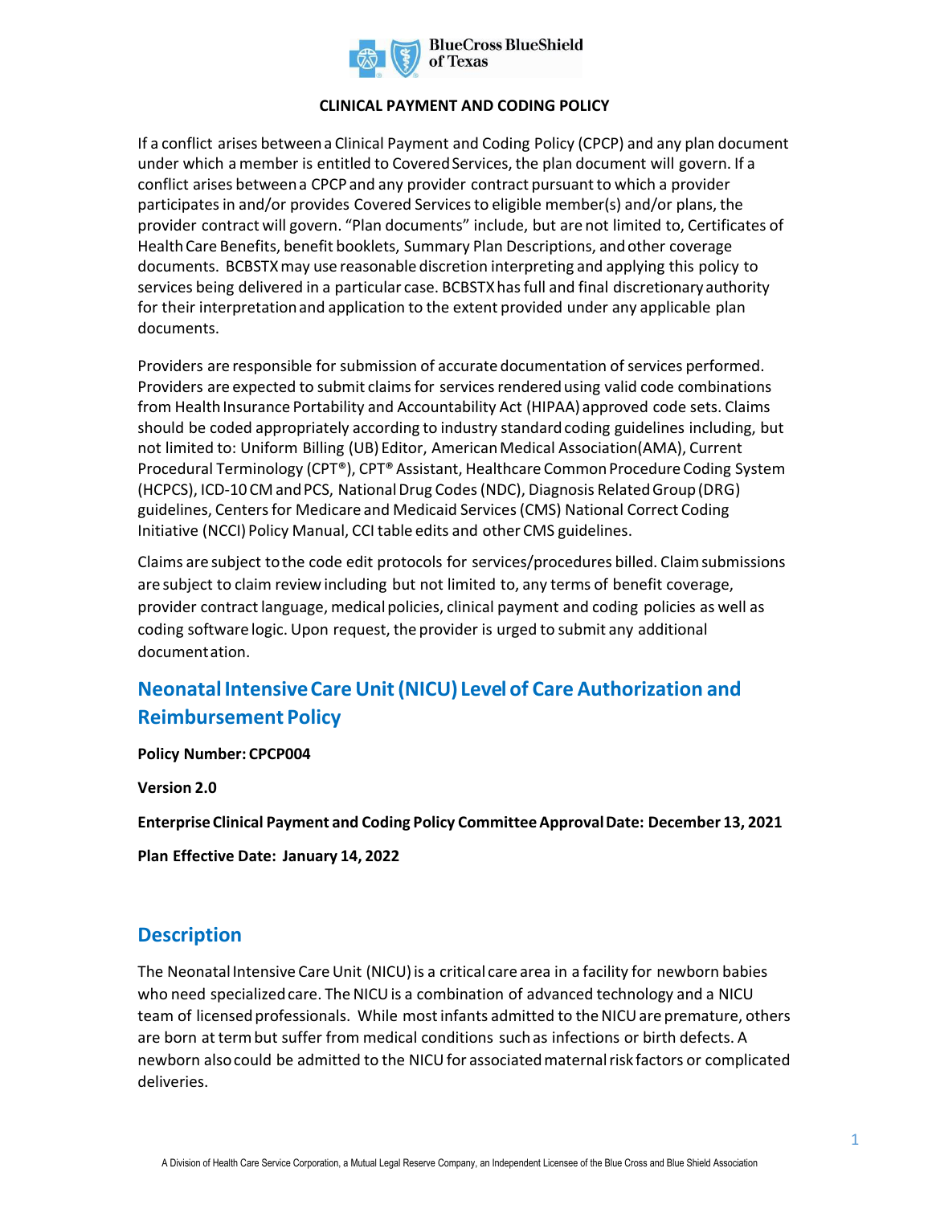**CLINICAL PAYMENT AND CODING POLICY**

If a conflict arises between a Clinical Payment and Coding Policy (CPCP) and any plan document under which a member is entitled to Covered Services, the plan document will govern. If a conflict arises between a CPCP and any provider contract pursuant to which a provider participates in and/or provides Covered Services to eligible member(s) and/or plans, the provider contract will govern. "Plan documents" include, but are not limited to, Certificates of Health Care Benefits, benefit booklets, Summary Plan Descriptions, and other coverage documents. BCBSTX may use reasonable discretion interpreting and applying this policy to services being delivered in a particular case. BCBSTX has full and final discretionary authority for their interpretation and application to the extent provided under any applicable plan documents.

Providers are responsible for submission of accurate documentation of services performed. Providers are expected to submit claims for services rendered using valid code combinations from Health Insurance Portability and Accountability Act (HIPAA) approved code sets. Claims should be coded appropriately according to industry standard coding guidelines including, but not limited to: Uniform Billing (UB) Editor, American Medical Association(AMA), Current Procedural Terminology (CPT®), CPT® Assistant, Healthcare Common Procedure Coding System (HCPCS), ICD-10 CM and PCS, National Drug Codes (NDC), Diagnosis Related Group (DRG) guidelines, Centers for Medicare and Medicaid Services (CMS) National Correct Coding Initiative (NCCI) Policy Manual, CCI table edits and other CMS guidelines.

Claims are subject to the code edit protocols for services/procedures billed. Claim submissions are subject to claim review including but not limited to, any terms of benefit coverage, provider contract language, medical policies, clinical payment and coding policies as well as coding software logic. Upon request, the provider is urged to submit any additional documentation.

# Neonatal Intensive Care Unit (NICU) Level of Care Authorization and Reimbursement Policy

**Policy Number: CPCP004**

**Version 2.0**

**Enterprise Clinical Payment and Coding Policy Committee Approval Date: December 13, 2021**

**Plan Effective Date: January 14, 2022**

## Description

The Neonatal Intensive Care Unit (NICU) is a critical care area in a facility for newborn babies who need specialized care. The NICU is a combination of advanced technology and a NICU team of licensed professionals. While most infants admitted to the NICU are premature, others are born at term but suffer from medical conditions such as infections or birth defects. A newborn also could be admitted to the NICU for associated maternal risk factors or complicated deliveries.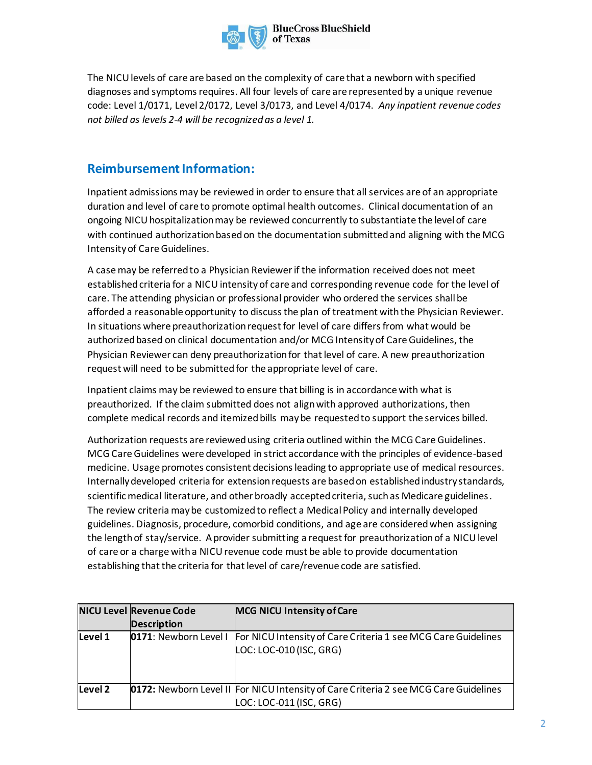The NICU levels of care are based on the complexity of care that a newborn with specified diagnoses and symptoms requires. All four levels of care are represented by a unique revenue code: Level 1/0171, Level 2/0172, Level 3/0173, and Level 4/0174. *Any inpatient revenue codes not billed as levels 2-4 will be recognized as a level 1.*

## Reimbursement Information:

Inpatient admissions may be reviewed in order to ensure that all services are of an appropriate duration and level of care to promote optimal health outcomes. Clinical documentation of an ongoing NICU hospitalization may be reviewed concurrently to substantiate the level of care with continued authorization based on the documentation submitted and aligning with the MCG Intensity of Care Guidelines.

A case may be referred to a Physician Reviewer if the information received does not meet established criteria for a NICU intensity of care and corresponding revenue code for the level of care. The attending physician or professional provider who ordered the services shall be afforded a reasonable opportunity to discuss the plan of treatment with the Physician Reviewer. In situations where preauthorization request for level of care differs from what would be authorized based on clinical documentation and/or MCG Intensity of Care Guidelines, the Physician Reviewer can deny preauthorization for that level of care. A new preauthorization request will need to be submitted for the appropriate level of care.

Inpatient claims may be reviewed to ensure that billing is in accordance with what is preauthorized. If the claim submitted does not align with approved authorizations, then complete medical records and itemized bills may be requested to support the services billed.

Authorization requests are reviewed using criteria outlined within the MCG Care Guidelines. MCG Care Guidelines were developed in strict accordance with the principles of evidence-based medicine. Usage promotes consistent decisions leading to appropriate use of medical resources. Internally developed criteria for extension requests are based on established industry standards, scientific medical literature, and other broadly accepted criteria, such as Medicare guidelines. The review criteria may be customized to reflect a Medical Policy and internally developed guidelines. Diagnosis, procedure, comorbid conditions, and age are considered when assigning the length of stay/service. A provider submitting a request for preauthorization of a NICU level of care or a charge with a NICU revenue code must be able to provide documentation establishing that the criteria for that level of care/revenue code are satisfied.

| NICU Level | Revenue Code Description | MCG NICU Intensity of Care |
|---|---|---|
| **Level 1** | **0171**: Newborn Level I | For NICU Intensity of Care Criteria 1 see MCG Care Guidelines LOC: LOC-010 (ISC, GRG) |
| **Level 2** | **0172:** Newborn Level II | For NICU Intensity of Care Criteria 2 see MCG Care Guidelines LOC: LOC-011 (ISC, GRG) |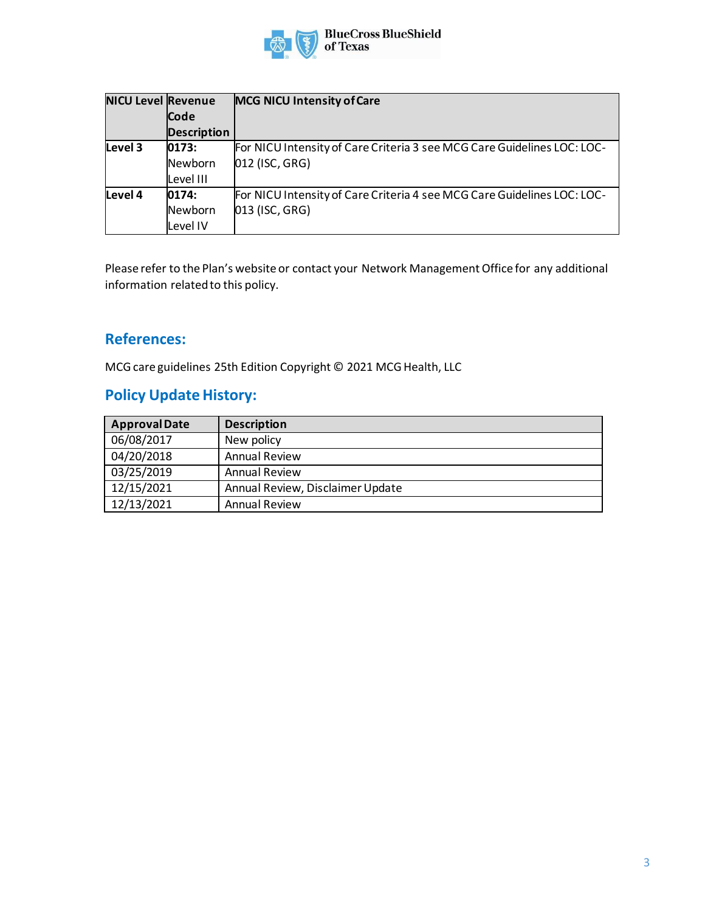| NICU Level | Revenue Code Description | MCG NICU Intensity of Care |
|---|---|---|
| **Level 3** | **0173:** Newborn Level III | For NICU Intensity of Care Criteria 3 see MCG Care Guidelines LOC: LOC-012 (ISC, GRG) |
| **Level 4** | **0174:** Newborn Level IV | For NICU Intensity of Care Criteria 4 see MCG Care Guidelines LOC: LOC-013 (ISC, GRG) |

Please refer to the Plan's website or contact your Network Management Office for any additional information related to this policy.

## References:

MCG care guidelines 25th Edition Copyright © 2021 MCG Health, LLC

## Policy Update History:

| Approval Date | Description |
|---|---|
| 06/08/2017 | New policy |
| 04/20/2018 | Annual Review |
| 03/25/2019 | Annual Review |
| 12/15/2021 | Annual Review, Disclaimer Update |
| 12/13/2021 | Annual Review |